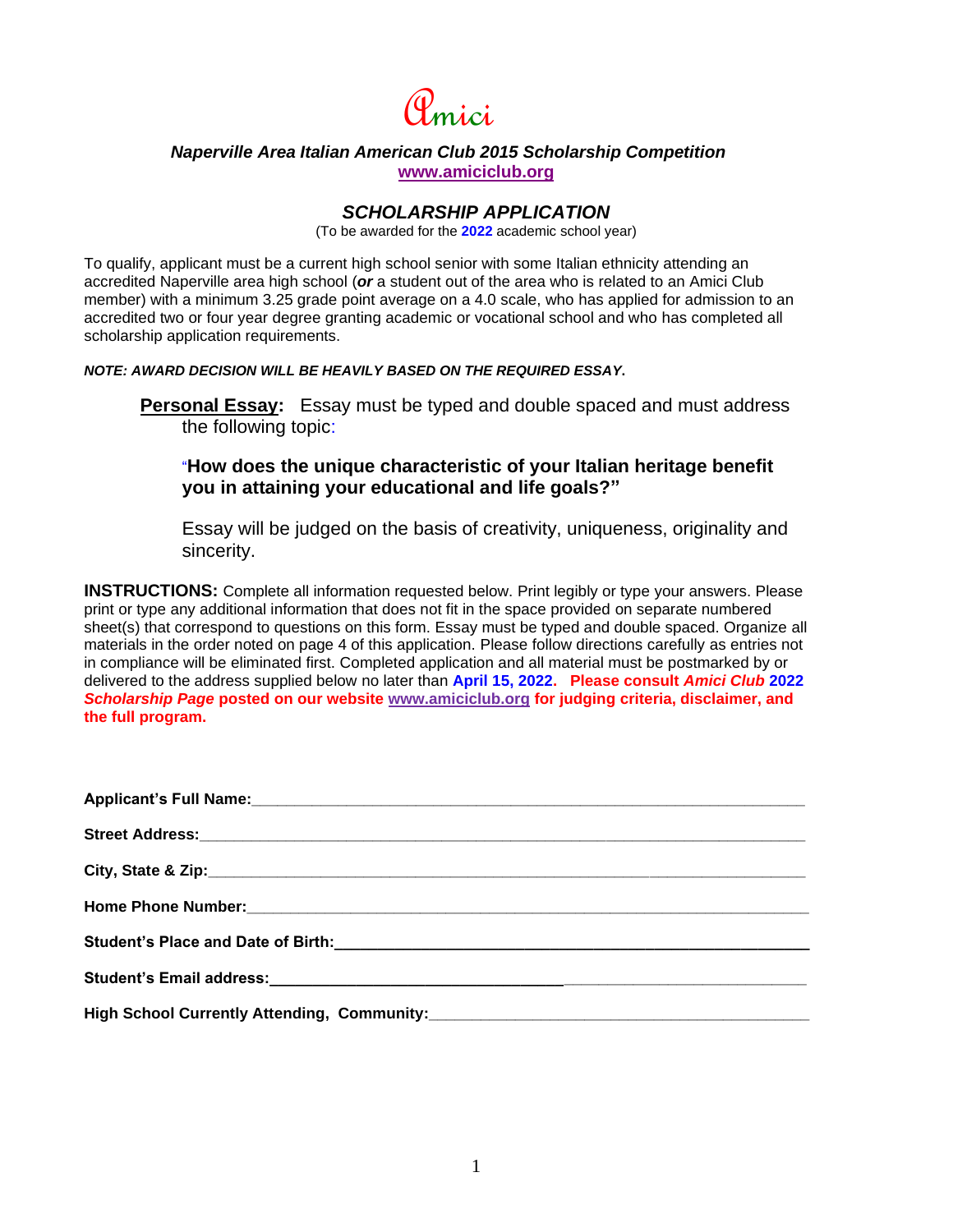# Amici

***Naperville Area Italian American Club 2015 Scholarship Competition***
**www.amiciclub.org**

## *SCHOLARSHIP APPLICATION*

(To be awarded for the **2022** academic school year)

To qualify, applicant must be a current high school senior with some Italian ethnicity attending an accredited Naperville area high school (***or*** a student out of the area who is related to an Amici Club member) with a minimum 3.25 grade point average on a 4.0 scale, who has applied for admission to an accredited two or four year degree granting academic or vocational school and who has completed all scholarship application requirements.

***NOTE: AWARD DECISION WILL BE HEAVILY BASED ON THE REQUIRED ESSAY.***

**Personal Essay:** Essay must be typed and double spaced and must address the following topic:

**"How does the unique characteristic of your Italian heritage benefit you in attaining your educational and life goals?"**

Essay will be judged on the basis of creativity, uniqueness, originality and sincerity.

**INSTRUCTIONS:** Complete all information requested below. Print legibly or type your answers. Please print or type any additional information that does not fit in the space provided on separate numbered sheet(s) that correspond to questions on this form. Essay must be typed and double spaced. Organize all materials in the order noted on page 4 of this application. Please follow directions carefully as entries not in compliance will be eliminated first. Completed application and all material must be postmarked by or delivered to the address supplied below no later than **April 15, 2022.** **Please consult *Amici Club* 2022 *Scholarship Page* posted on our website www.amiciclub.org for judging criteria, disclaimer, and the full program.**

**Applicant's Full Name:**\_\_\_\_\_\_\_\_\_\_\_\_\_\_\_\_\_\_\_\_\_\_\_\_\_\_\_\_\_\_\_\_\_\_\_\_\_\_\_\_

**Street Address:**\_\_\_\_\_\_\_\_\_\_\_\_\_\_\_\_\_\_\_\_\_\_\_\_\_\_\_\_\_\_\_\_\_\_\_\_\_\_\_\_

**City, State & Zip:**\_\_\_\_\_\_\_\_\_\_\_\_\_\_\_\_\_\_\_\_\_\_\_\_\_\_\_\_\_\_\_\_\_\_\_\_\_\_\_\_

**Home Phone Number:**\_\_\_\_\_\_\_\_\_\_\_\_\_\_\_\_\_\_\_\_\_\_\_\_\_\_\_\_\_\_\_\_\_\_\_\_\_\_\_\_

**Student's Place and Date of Birth:**\_\_\_\_\_\_\_\_\_\_\_\_\_\_\_\_\_\_\_\_\_\_\_\_\_\_\_\_\_\_\_\_\_\_\_\_\_\_\_\_

**Student's Email address:**\_\_\_\_\_\_\_\_\_\_\_\_\_\_\_\_\_\_\_\_\_\_\_\_\_\_\_\_\_\_\_\_\_\_\_\_\_\_\_\_

**High School Currently Attending, Community:**\_\_\_\_\_\_\_\_\_\_\_\_\_\_\_\_\_\_\_\_\_\_\_\_\_\_\_\_\_\_\_\_\_\_\_\_\_\_\_\_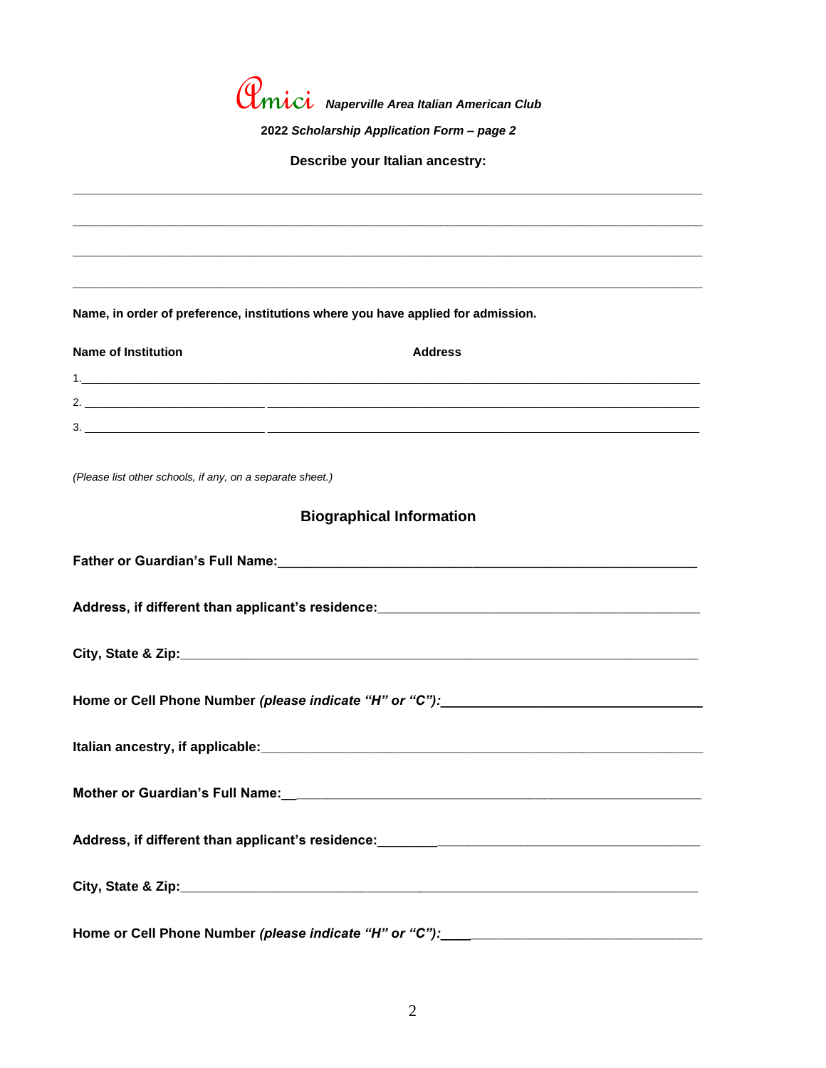**Amici** ***Naperville Area Italian American Club***

**2022 *Scholarship Application Form – page 2***

**Describe your Italian ancestry:**

______________________________________________________________________

______________________________________________________________________

______________________________________________________________________

______________________________________________________________________

**Name, in order of preference, institutions where you have applied for admission.**

| Name of Institution | Address |
|---|---|
| 1.____________________ | ____________________ |
| 2.____________________ | ____________________ |
| 3.____________________ | ____________________ |

*(Please list other schools, if any, on a separate sheet.)*

## Biographical Information

**Father or Guardian's Full Name:**______________________________________________

**Address, if different than applicant's residence:**________________________________

**City, State & Zip:**_____________________________________________________

**Home or Cell Phone Number *(please indicate "H" or "C"):***__________________________

**Italian ancestry, if applicable:**______________________________________________

**Mother or Guardian's Full Name:**_____________________________________________

**Address, if different than applicant's residence:**________________________________

**City, State & Zip:**_____________________________________________________

**Home or Cell Phone Number *(please indicate "H" or "C"):***__________________________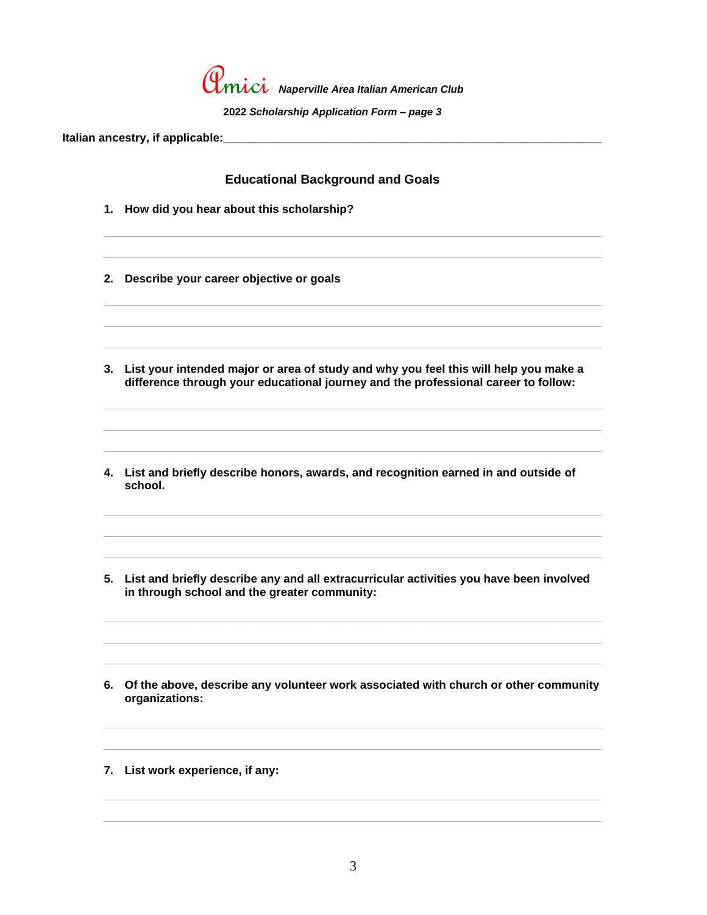Amici *Naperville Area Italian American Club*

**2022** ***Scholarship Application Form – page 3***

**Italian ancestry, if applicable:**\_\_\_\_\_\_\_\_\_\_\_\_\_\_\_\_\_\_\_\_\_\_\_\_\_\_\_\_\_\_\_\_\_\_\_\_\_\_\_\_\_\_\_\_\_\_\_\_\_\_\_\_\_\_\_\_\_\_\_\_

## Educational Background and Goals

1. **How did you hear about this scholarship?**

2. **Describe your career objective or goals**

3. **List your intended major or area of study and why you feel this will help you make a difference through your educational journey and the professional career to follow:**

4. **List and briefly describe honors, awards, and recognition earned in and outside of school.**

5. **List and briefly describe any and all extracurricular activities you have been involved in through school and the greater community:**

6. **Of the above, describe any volunteer work associated with church or other community organizations:**

7. **List work experience, if any:**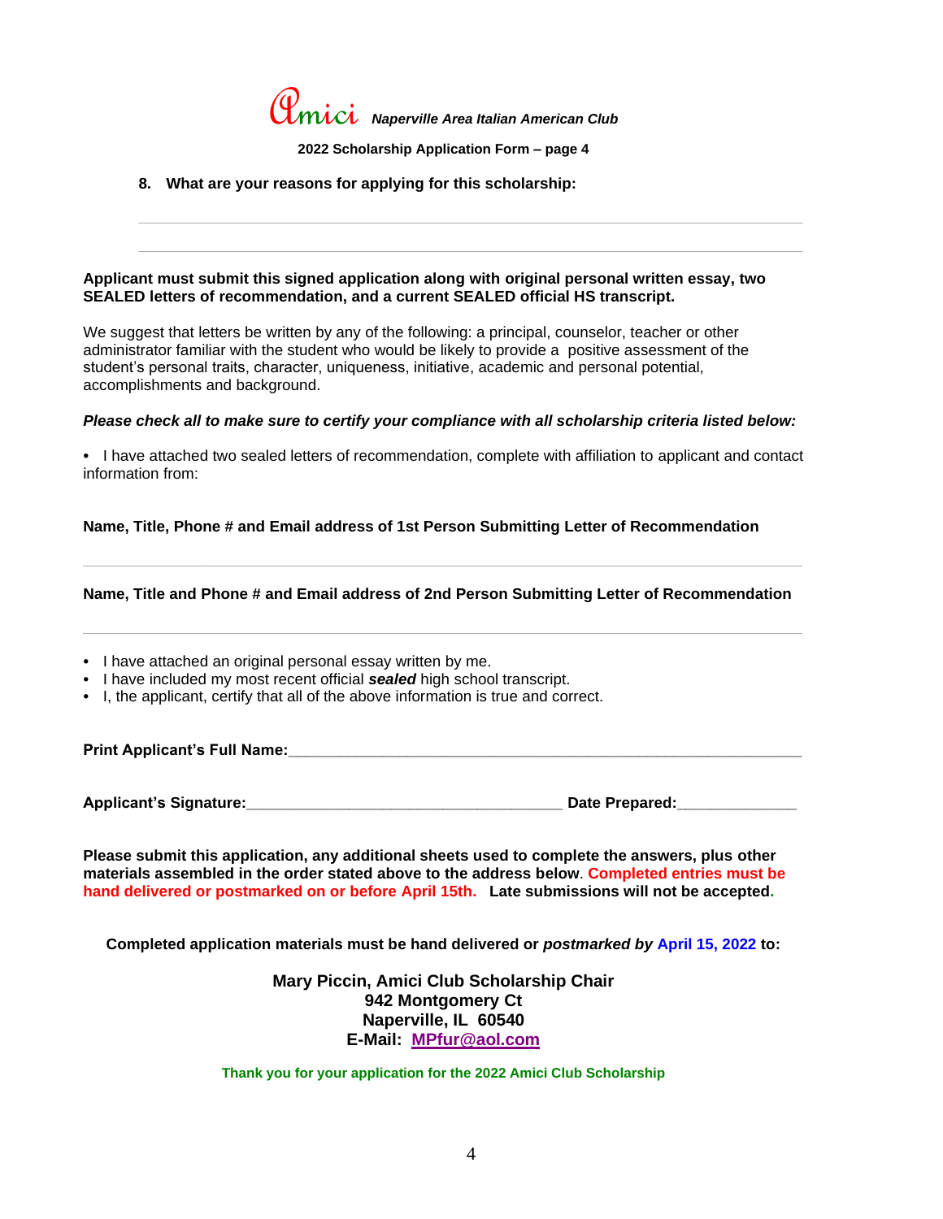Amici *Naperville Area Italian American Club*

**2022 Scholarship Application Form – page 4**

**8. What are your reasons for applying for this scholarship:**

---

---

**Applicant must submit this signed application along with original personal written essay, two SEALED letters of recommendation, and a current SEALED official HS transcript.**

We suggest that letters be written by any of the following: a principal, counselor, teacher or other administrator familiar with the student who would be likely to provide a positive assessment of the student's personal traits, character, uniqueness, initiative, academic and personal potential, accomplishments and background.

***Please check all to make sure to certify your compliance with all scholarship criteria listed below:***

- I have attached two sealed letters of recommendation, complete with affiliation to applicant and contact information from:

**Name, Title, Phone # and Email address of 1st Person Submitting Letter of Recommendation**

---

**Name, Title and Phone # and Email address of 2nd Person Submitting Letter of Recommendation**

---

- I have attached an original personal essay written by me.
- I have included my most recent official ***sealed*** high school transcript.
- I, the applicant, certify that all of the above information is true and correct.

**Print Applicant's Full Name:**_______________________________________________________________

**Applicant's Signature:**______________________________________ **Date Prepared:**______________

**Please submit this application, any additional sheets used to complete the answers, plus other materials assembled in the order stated above to the address below**. **Completed entries must be hand delivered or postmarked on or before April 15th. Late submissions will not be accepted.**

**Completed application materials must be hand delivered or *postmarked by* April 15, 2022 to:**

**Mary Piccin, Amici Club Scholarship Chair**
**942 Montgomery Ct**
**Naperville, IL 60540**
**E-Mail: MPfur@aol.com**

**Thank you for your application for the 2022 Amici Club Scholarship**